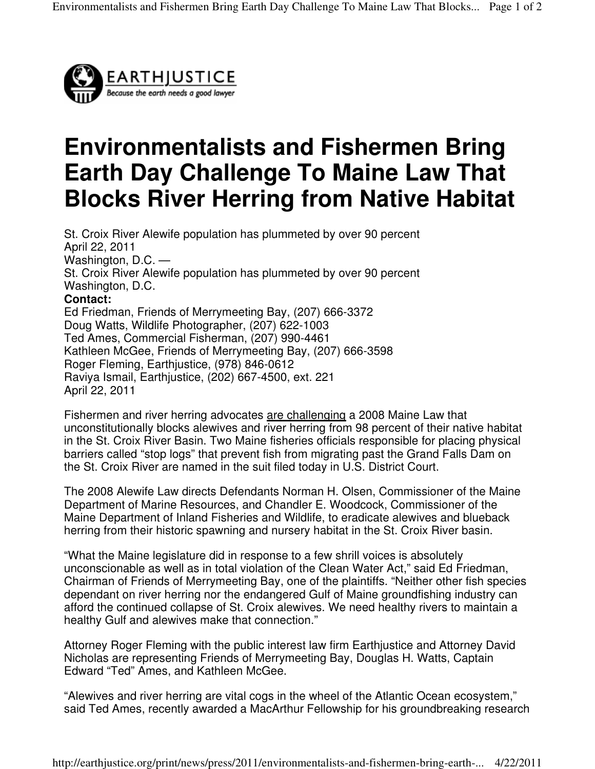EARTHJUSTICE
*Because the earth needs a good lawyer*

# Environmentalists and Fishermen Bring Earth Day Challenge To Maine Law That Blocks River Herring from Native Habitat

St. Croix River Alewife population has plummeted by over 90 percent
April 22, 2011
Washington, D.C. —
St. Croix River Alewife population has plummeted by over 90 percent
Washington, D.C.

**Contact:**
Ed Friedman, Friends of Merrymeeting Bay, (207) 666-3372
Doug Watts, Wildlife Photographer, (207) 622-1003
Ted Ames, Commercial Fisherman, (207) 990-4461
Kathleen McGee, Friends of Merrymeeting Bay, (207) 666-3598
Roger Fleming, Earthjustice, (978) 846-0612
Raviya Ismail, Earthjustice, (202) 667-4500, ext. 221
April 22, 2011

Fishermen and river herring advocates are challenging a 2008 Maine Law that unconstitutionally blocks alewives and river herring from 98 percent of their native habitat in the St. Croix River Basin. Two Maine fisheries officials responsible for placing physical barriers called "stop logs" that prevent fish from migrating past the Grand Falls Dam on the St. Croix River are named in the suit filed today in U.S. District Court.

The 2008 Alewife Law directs Defendants Norman H. Olsen, Commissioner of the Maine Department of Marine Resources, and Chandler E. Woodcock, Commissioner of the Maine Department of Inland Fisheries and Wildlife, to eradicate alewives and blueback herring from their historic spawning and nursery habitat in the St. Croix River basin.

"What the Maine legislature did in response to a few shrill voices is absolutely unconscionable as well as in total violation of the Clean Water Act," said Ed Friedman, Chairman of Friends of Merrymeeting Bay, one of the plaintiffs. "Neither other fish species dependant on river herring nor the endangered Gulf of Maine groundfishing industry can afford the continued collapse of St. Croix alewives. We need healthy rivers to maintain a healthy Gulf and alewives make that connection."

Attorney Roger Fleming with the public interest law firm Earthjustice and Attorney David Nicholas are representing Friends of Merrymeeting Bay, Douglas H. Watts, Captain Edward "Ted" Ames, and Kathleen McGee.

"Alewives and river herring are vital cogs in the wheel of the Atlantic Ocean ecosystem," said Ted Ames, recently awarded a MacArthur Fellowship for his groundbreaking research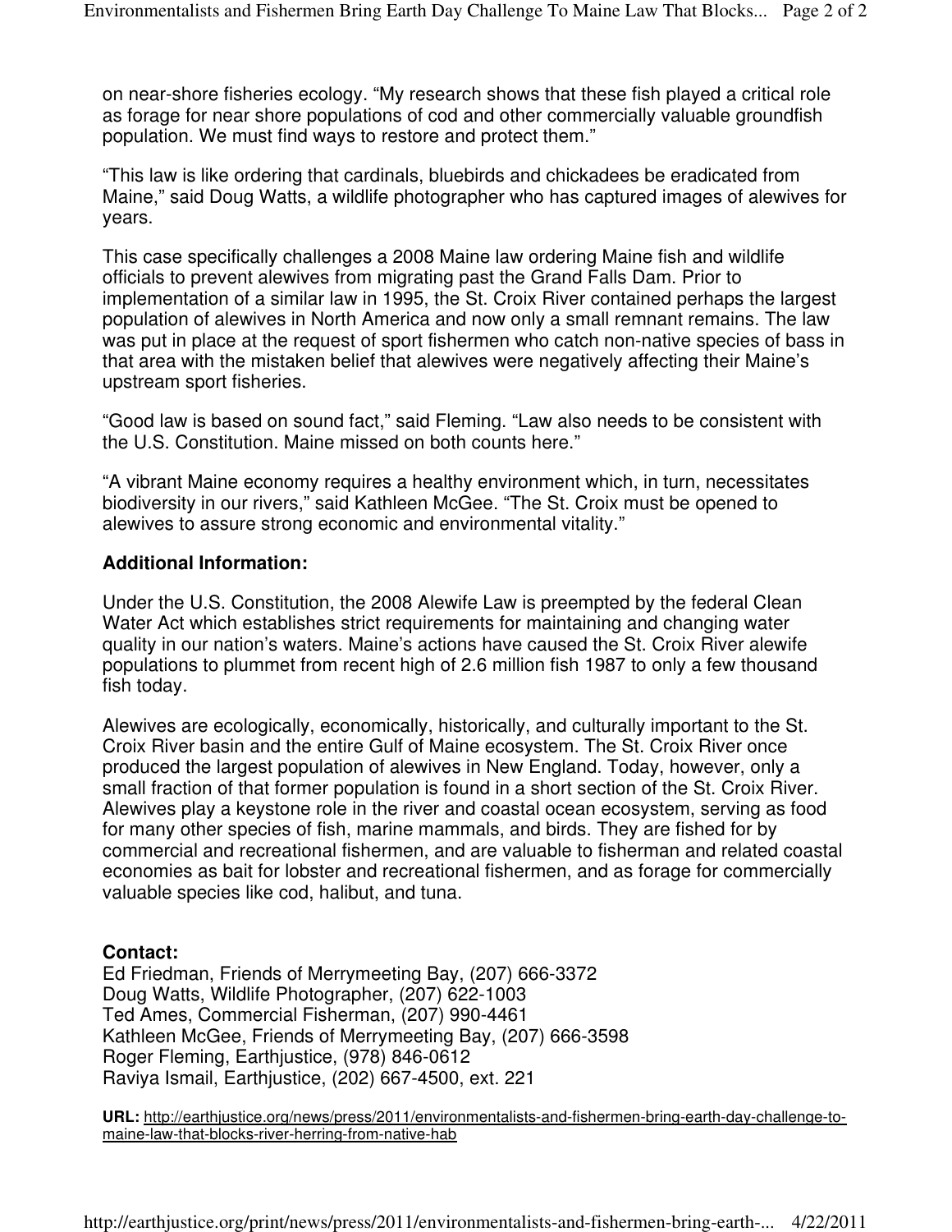on near-shore fisheries ecology. “My research shows that these fish played a critical role as forage for near shore populations of cod and other commercially valuable groundfish population. We must find ways to restore and protect them.”

“This law is like ordering that cardinals, bluebirds and chickadees be eradicated from Maine,” said Doug Watts, a wildlife photographer who has captured images of alewives for years.

This case specifically challenges a 2008 Maine law ordering Maine fish and wildlife officials to prevent alewives from migrating past the Grand Falls Dam. Prior to implementation of a similar law in 1995, the St. Croix River contained perhaps the largest population of alewives in North America and now only a small remnant remains. The law was put in place at the request of sport fishermen who catch non-native species of bass in that area with the mistaken belief that alewives were negatively affecting their Maine’s upstream sport fisheries.

“Good law is based on sound fact,” said Fleming. “Law also needs to be consistent with the U.S. Constitution. Maine missed on both counts here.”

“A vibrant Maine economy requires a healthy environment which, in turn, necessitates biodiversity in our rivers,” said Kathleen McGee. “The St. Croix must be opened to alewives to assure strong economic and environmental vitality.”

**Additional Information:**

Under the U.S. Constitution, the 2008 Alewife Law is preempted by the federal Clean Water Act which establishes strict requirements for maintaining and changing water quality in our nation’s waters. Maine’s actions have caused the St. Croix River alewife populations to plummet from recent high of 2.6 million fish 1987 to only a few thousand fish today.

Alewives are ecologically, economically, historically, and culturally important to the St. Croix River basin and the entire Gulf of Maine ecosystem. The St. Croix River once produced the largest population of alewives in New England. Today, however, only a small fraction of that former population is found in a short section of the St. Croix River. Alewives play a keystone role in the river and coastal ocean ecosystem, serving as food for many other species of fish, marine mammals, and birds. They are fished for by commercial and recreational fishermen, and are valuable to fisherman and related coastal economies as bait for lobster and recreational fishermen, and as forage for commercially valuable species like cod, halibut, and tuna.

**Contact:**
Ed Friedman, Friends of Merrymeeting Bay, (207) 666-3372
Doug Watts, Wildlife Photographer, (207) 622-1003
Ted Ames, Commercial Fisherman, (207) 990-4461
Kathleen McGee, Friends of Merrymeeting Bay, (207) 666-3598
Roger Fleming, Earthjustice, (978) 846-0612
Raviya Ismail, Earthjustice, (202) 667-4500, ext. 221

**URL:** http://earthjustice.org/news/press/2011/environmentalists-and-fishermen-bring-earth-day-challenge-to-maine-law-that-blocks-river-herring-from-native-hab